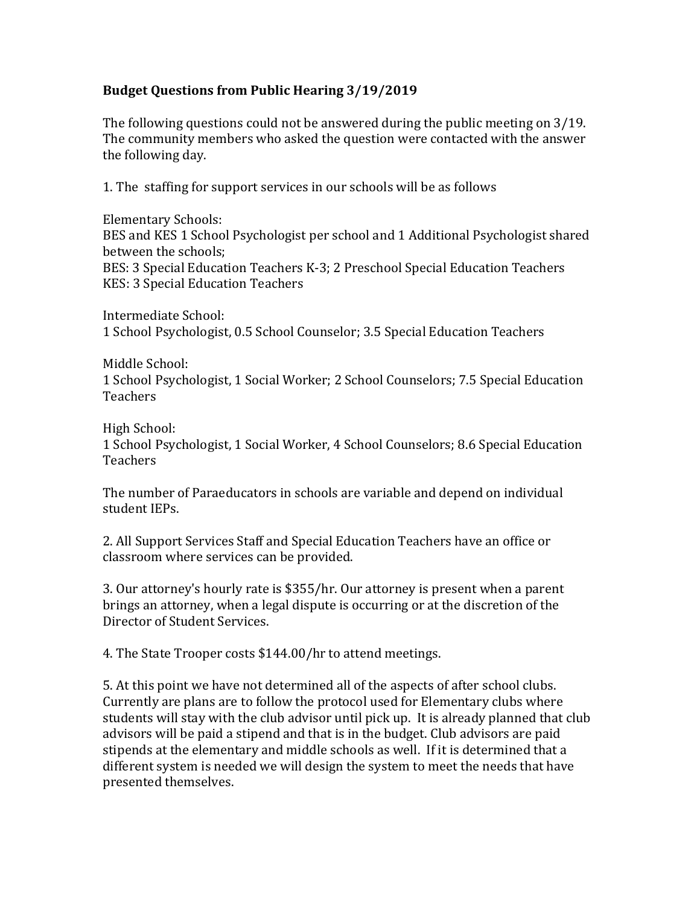**Budget Questions from Public Hearing 3/19/2019**

The following questions could not be answered during the public meeting on 3/19. The community members who asked the question were contacted with the answer the following day.

1. The staffing for support services in our schools will be as follows

Elementary Schools:
BES and KES 1 School Psychologist per school and 1 Additional Psychologist shared between the schools;
BES: 3 Special Education Teachers K-3; 2 Preschool Special Education Teachers
KES: 3 Special Education Teachers

Intermediate School:
1 School Psychologist, 0.5 School Counselor; 3.5 Special Education Teachers

Middle School:
1 School Psychologist, 1 Social Worker; 2 School Counselors; 7.5 Special Education Teachers

High School:
1 School Psychologist, 1 Social Worker, 4 School Counselors; 8.6 Special Education Teachers

The number of Paraeducators in schools are variable and depend on individual student IEPs.

2. All Support Services Staff and Special Education Teachers have an office or classroom where services can be provided.

3. Our attorney's hourly rate is $355/hr. Our attorney is present when a parent brings an attorney, when a legal dispute is occurring or at the discretion of the Director of Student Services.

4. The State Trooper costs $144.00/hr to attend meetings.

5. At this point we have not determined all of the aspects of after school clubs. Currently are plans are to follow the protocol used for Elementary clubs where students will stay with the club advisor until pick up. It is already planned that club advisors will be paid a stipend and that is in the budget. Club advisors are paid stipends at the elementary and middle schools as well. If it is determined that a different system is needed we will design the system to meet the needs that have presented themselves.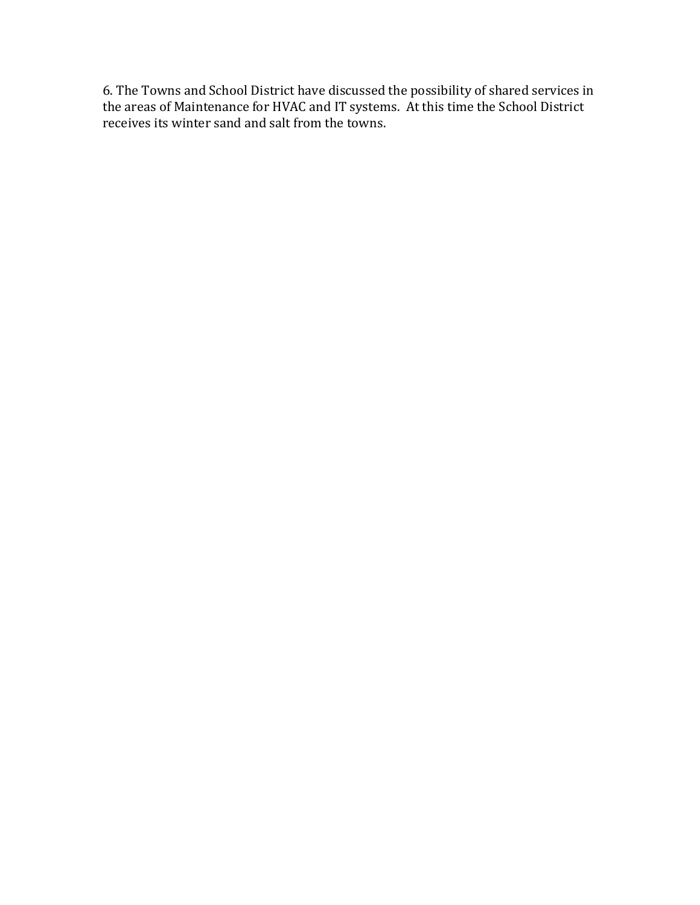6. The Towns and School District have discussed the possibility of shared services in the areas of Maintenance for HVAC and IT systems. At this time the School District receives its winter sand and salt from the towns.